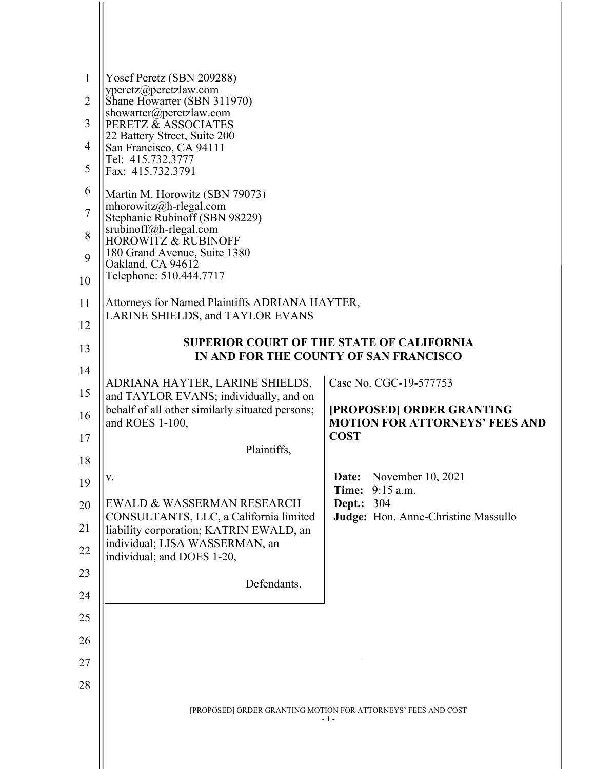Yosef Peretz (SBN 209288)
yperetz@peretzlaw.com
Shane Howarter (SBN 311970)
showarter@peretzlaw.com
PERETZ & ASSOCIATES
22 Battery Street, Suite 200
San Francisco, CA 94111
Tel: 415.732.3777
Fax: 415.732.3791

Martin M. Horowitz (SBN 79073)
mhorowitz@h-rlegal.com
Stephanie Rubinoff (SBN 98229)
srubinoff@h-rlegal.com
HOROWITZ & RUBINOFF
180 Grand Avenue, Suite 1380
Oakland, CA 94612
Telephone: 510.444.7717

Attorneys for Named Plaintiffs ADRIANA HAYTER, LARINE SHIELDS, and TAYLOR EVANS

**SUPERIOR COURT OF THE STATE OF CALIFORNIA**
**IN AND FOR THE COUNTY OF SAN FRANCISCO**

| | |
|---|---|
| ADRIANA HAYTER, LARINE SHIELDS, and TAYLOR EVANS; individually, and on behalf of all other similarly situated persons; and ROES 1-100,<br><br>Plaintiffs,<br><br>v.<br><br>EWALD & WASSERMAN RESEARCH CONSULTANTS, LLC, a California limited liability corporation; KATRIN EWALD, an individual; LISA WASSERMAN, an individual; and DOES 1-20,<br><br>Defendants. | Case No. CGC-19-577753<br><br>**[PROPOSED] ORDER GRANTING MOTION FOR ATTORNEYS' FEES AND COST**<br><br>**Date:** November 10, 2021<br>**Time:** 9:15 a.m.<br>**Dept.:** 304<br>**Judge:** Hon. Anne-Christine Massullo |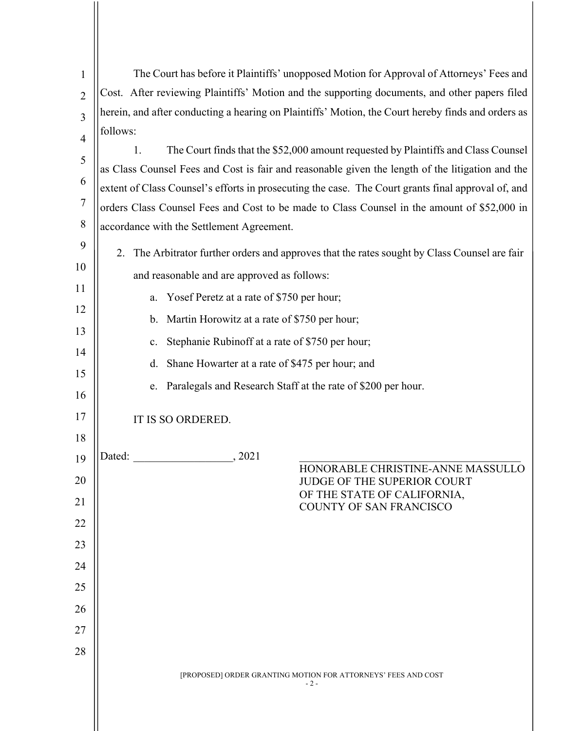The Court has before it Plaintiffs' unopposed Motion for Approval of Attorneys' Fees and Cost. After reviewing Plaintiffs' Motion and the supporting documents, and other papers filed herein, and after conducting a hearing on Plaintiffs' Motion, the Court hereby finds and orders as follows:

1. The Court finds that the $52,000 amount requested by Plaintiffs and Class Counsel as Class Counsel Fees and Cost is fair and reasonable given the length of the litigation and the extent of Class Counsel's efforts in prosecuting the case. The Court grants final approval of, and orders Class Counsel Fees and Cost to be made to Class Counsel in the amount of $52,000 in accordance with the Settlement Agreement.

2. The Arbitrator further orders and approves that the rates sought by Class Counsel are fair and reasonable and are approved as follows:
   a. Yosef Peretz at a rate of $750 per hour;
   b. Martin Horowitz at a rate of $750 per hour;
   c. Stephanie Rubinoff at a rate of $750 per hour;
   d. Shane Howarter at a rate of $475 per hour; and
   e. Paralegals and Research Staff at the rate of $200 per hour.

IT IS SO ORDERED.

Dated: _________________, 2021

_______________________________________
HONORABLE CHRISTINE-ANNE MASSULLO
JUDGE OF THE SUPERIOR COURT
OF THE STATE OF CALIFORNIA,
COUNTY OF SAN FRANCISCO